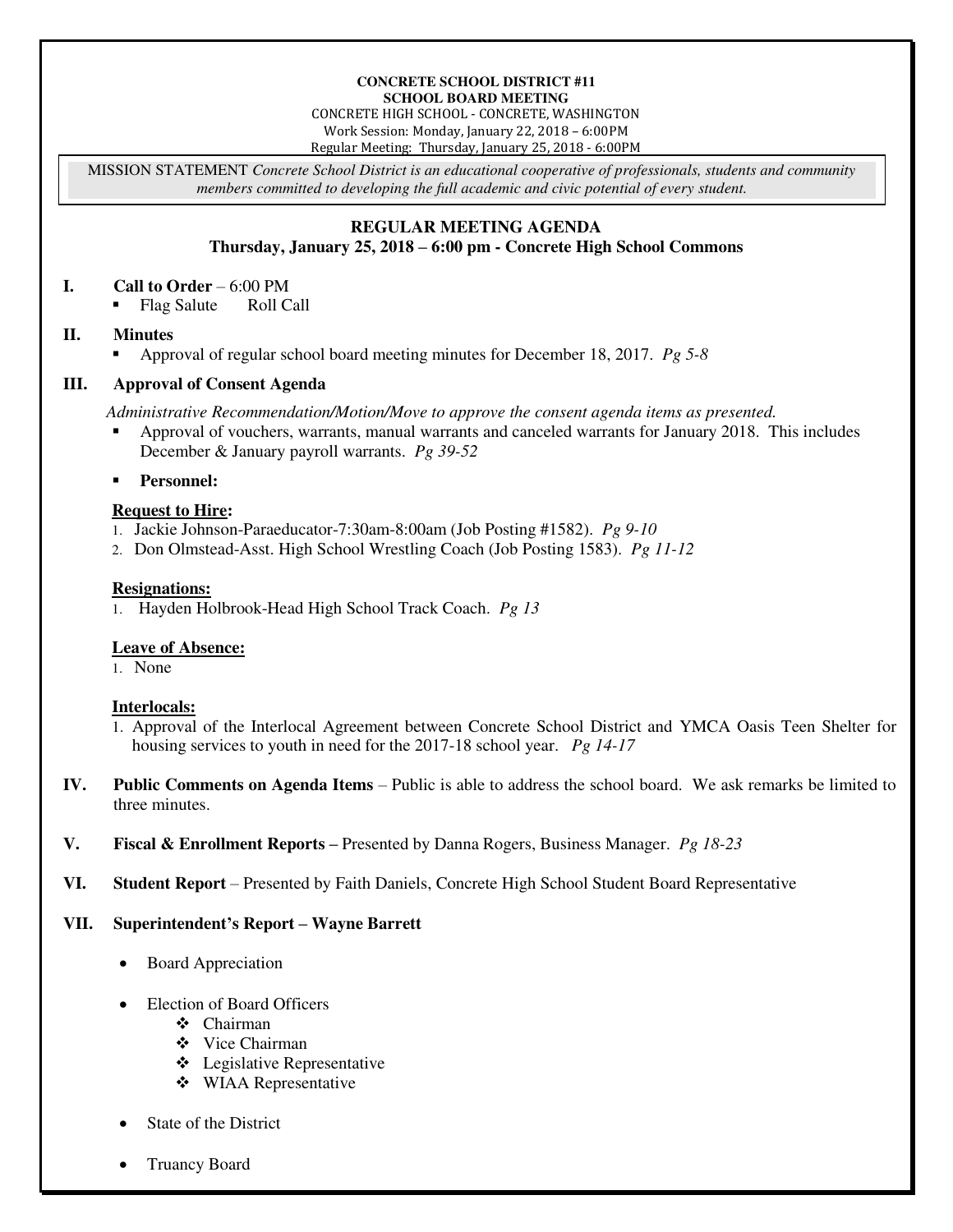**CONCRETE SCHOOL DISTRICT #11**
**SCHOOL BOARD MEETING**
CONCRETE HIGH SCHOOL - CONCRETE, WASHINGTON
Work Session: Monday, January 22, 2018 – 6:00PM
Regular Meeting: Thursday, January 25, 2018 - 6:00PM

MISSION STATEMENT *Concrete School District is an educational cooperative of professionals, students and community members committed to developing the full academic and civic potential of every student.*

## REGULAR MEETING AGENDA
### Thursday, January 25, 2018 – 6:00 pm - Concrete High School Commons

**I. Call to Order** – 6:00 PM
- Flag Salute    Roll Call

**II. Minutes**
- Approval of regular school board meeting minutes for December 18, 2017. *Pg 5-8*

**III. Approval of Consent Agenda**

*Administrative Recommendation/Motion/Move to approve the consent agenda items as presented.*
- Approval of vouchers, warrants, manual warrants and canceled warrants for January 2018. This includes December & January payroll warrants. *Pg 39-52*
- **Personnel:**

**Request to Hire:**
1. Jackie Johnson-Paraeducator-7:30am-8:00am (Job Posting #1582). *Pg 9-10*
2. Don Olmstead-Asst. High School Wrestling Coach (Job Posting 1583). *Pg 11-12*

**Resignations:**
1. Hayden Holbrook-Head High School Track Coach. *Pg 13*

**Leave of Absence:**
1. None

**Interlocals:**
1. Approval of the Interlocal Agreement between Concrete School District and YMCA Oasis Teen Shelter for housing services to youth in need for the 2017-18 school year. *Pg 14-17*

**IV. Public Comments on Agenda Items** – Public is able to address the school board. We ask remarks be limited to three minutes.

**V. Fiscal & Enrollment Reports –** Presented by Danna Rogers, Business Manager. *Pg 18-23*

**VI. Student Report** – Presented by Faith Daniels, Concrete High School Student Board Representative

**VII. Superintendent's Report – Wayne Barrett**

- Board Appreciation
- Election of Board Officers
  - Chairman
  - Vice Chairman
  - Legislative Representative
  - WIAA Representative
- State of the District
- Truancy Board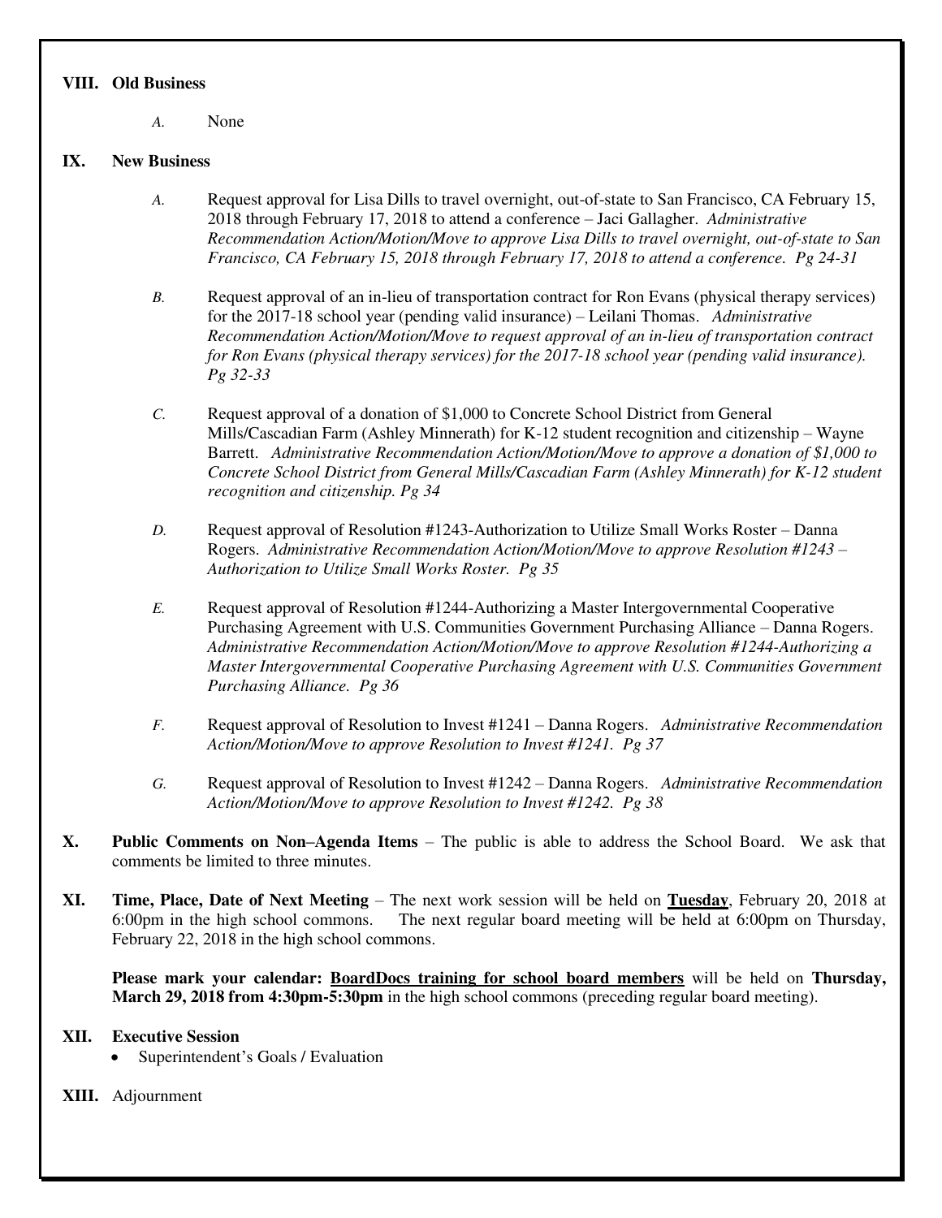## VIII. Old Business

*A.* None

## IX. New Business

*A.* Request approval for Lisa Dills to travel overnight, out-of-state to San Francisco, CA February 15, 2018 through February 17, 2018 to attend a conference – Jaci Gallagher. *Administrative Recommendation Action/Motion/Move to approve Lisa Dills to travel overnight, out-of-state to San Francisco, CA February 15, 2018 through February 17, 2018 to attend a conference. Pg 24-31*

*B.* Request approval of an in-lieu of transportation contract for Ron Evans (physical therapy services) for the 2017-18 school year (pending valid insurance) – Leilani Thomas. *Administrative Recommendation Action/Motion/Move to request approval of an in-lieu of transportation contract for Ron Evans (physical therapy services) for the 2017-18 school year (pending valid insurance). Pg 32-33*

*C.* Request approval of a donation of $1,000 to Concrete School District from General Mills/Cascadian Farm (Ashley Minnerath) for K-12 student recognition and citizenship – Wayne Barrett. *Administrative Recommendation Action/Motion/Move to approve a donation of $1,000 to Concrete School District from General Mills/Cascadian Farm (Ashley Minnerath) for K-12 student recognition and citizenship. Pg 34*

*D.* Request approval of Resolution #1243-Authorization to Utilize Small Works Roster – Danna Rogers. *Administrative Recommendation Action/Motion/Move to approve Resolution #1243 – Authorization to Utilize Small Works Roster. Pg 35*

*E.* Request approval of Resolution #1244-Authorizing a Master Intergovernmental Cooperative Purchasing Agreement with U.S. Communities Government Purchasing Alliance – Danna Rogers. *Administrative Recommendation Action/Motion/Move to approve Resolution #1244-Authorizing a Master Intergovernmental Cooperative Purchasing Agreement with U.S. Communities Government Purchasing Alliance. Pg 36*

*F.* Request approval of Resolution to Invest #1241 – Danna Rogers. *Administrative Recommendation Action/Motion/Move to approve Resolution to Invest #1241. Pg 37*

*G.* Request approval of Resolution to Invest #1242 – Danna Rogers. *Administrative Recommendation Action/Motion/Move to approve Resolution to Invest #1242. Pg 38*

## X. Public Comments on Non–Agenda Items

**Public Comments on Non–Agenda Items** – The public is able to address the School Board. We ask that comments be limited to three minutes.

## XI. Time, Place, Date of Next Meeting

**Time, Place, Date of Next Meeting** – The next work session will be held on **Tuesday**, February 20, 2018 at 6:00pm in the high school commons. The next regular board meeting will be held at 6:00pm on Thursday, February 22, 2018 in the high school commons.

**Please mark your calendar: BoardDocs training for school board members** will be held on **Thursday, March 29, 2018 from 4:30pm-5:30pm** in the high school commons (preceding regular board meeting).

## XII. Executive Session

- Superintendent's Goals / Evaluation

## XIII. Adjournment